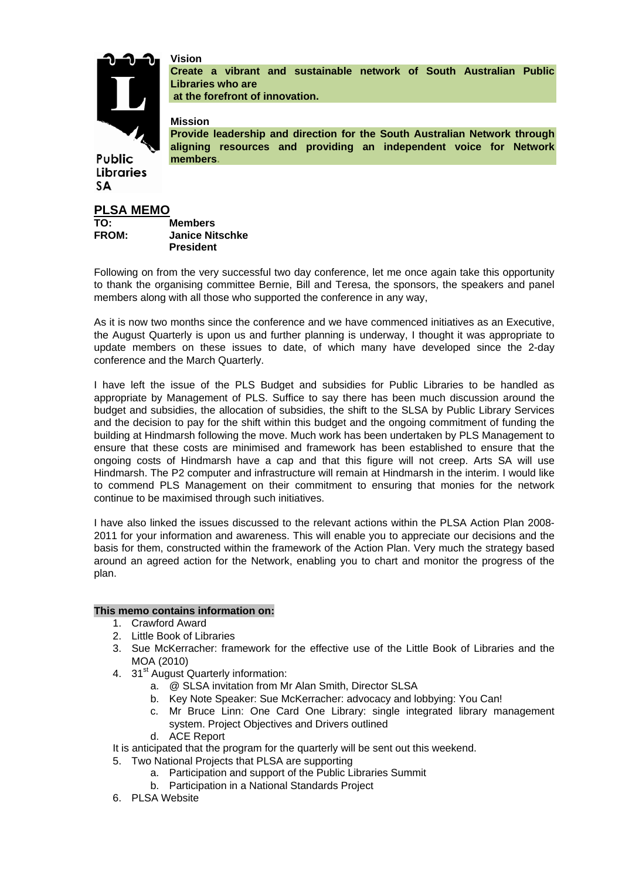Public Libraries SA

**Vision**

**Create a vibrant and sustainable network of South Australian Public Libraries who are at the forefront of innovation.**

**Mission**

**Provide leadership and direction for the South Australian Network through aligning resources and providing an independent voice for Network members.**

## PLSA MEMO

**TO:** **Members**
**FROM:** **Janice Nitschke**
**President**

Following on from the very successful two day conference, let me once again take this opportunity to thank the organising committee Bernie, Bill and Teresa, the sponsors, the speakers and panel members along with all those who supported the conference in any way,

As it is now two months since the conference and we have commenced initiatives as an Executive, the August Quarterly is upon us and further planning is underway, I thought it was appropriate to update members on these issues to date, of which many have developed since the 2-day conference and the March Quarterly.

I have left the issue of the PLS Budget and subsidies for Public Libraries to be handled as appropriate by Management of PLS. Suffice to say there has been much discussion around the budget and subsidies, the allocation of subsidies, the shift to the SLSA by Public Library Services and the decision to pay for the shift within this budget and the ongoing commitment of funding the building at Hindmarsh following the move. Much work has been undertaken by PLS Management to ensure that these costs are minimised and framework has been established to ensure that the ongoing costs of Hindmarsh have a cap and that this figure will not creep. Arts SA will use Hindmarsh. The P2 computer and infrastructure will remain at Hindmarsh in the interim. I would like to commend PLS Management on their commitment to ensuring that monies for the network continue to be maximised through such initiatives.

I have also linked the issues discussed to the relevant actions within the PLSA Action Plan 2008-2011 for your information and awareness. This will enable you to appreciate our decisions and the basis for them, constructed within the framework of the Action Plan. Very much the strategy based around an agreed action for the Network, enabling you to chart and monitor the progress of the plan.

**This memo contains information on:**

1. Crawford Award
2. Little Book of Libraries
3. Sue McKerracher: framework for the effective use of the Little Book of Libraries and the MOA (2010)
4. 31st August Quarterly information:
   a. @ SLSA invitation from Mr Alan Smith, Director SLSA
   b. Key Note Speaker: Sue McKerracher: advocacy and lobbying: You Can!
   c. Mr Bruce Linn: One Card One Library: single integrated library management system. Project Objectives and Drivers outlined
   d. ACE Report

   It is anticipated that the program for the quarterly will be sent out this weekend.
5. Two National Projects that PLSA are supporting
   a. Participation and support of the Public Libraries Summit
   b. Participation in a National Standards Project
6. PLSA Website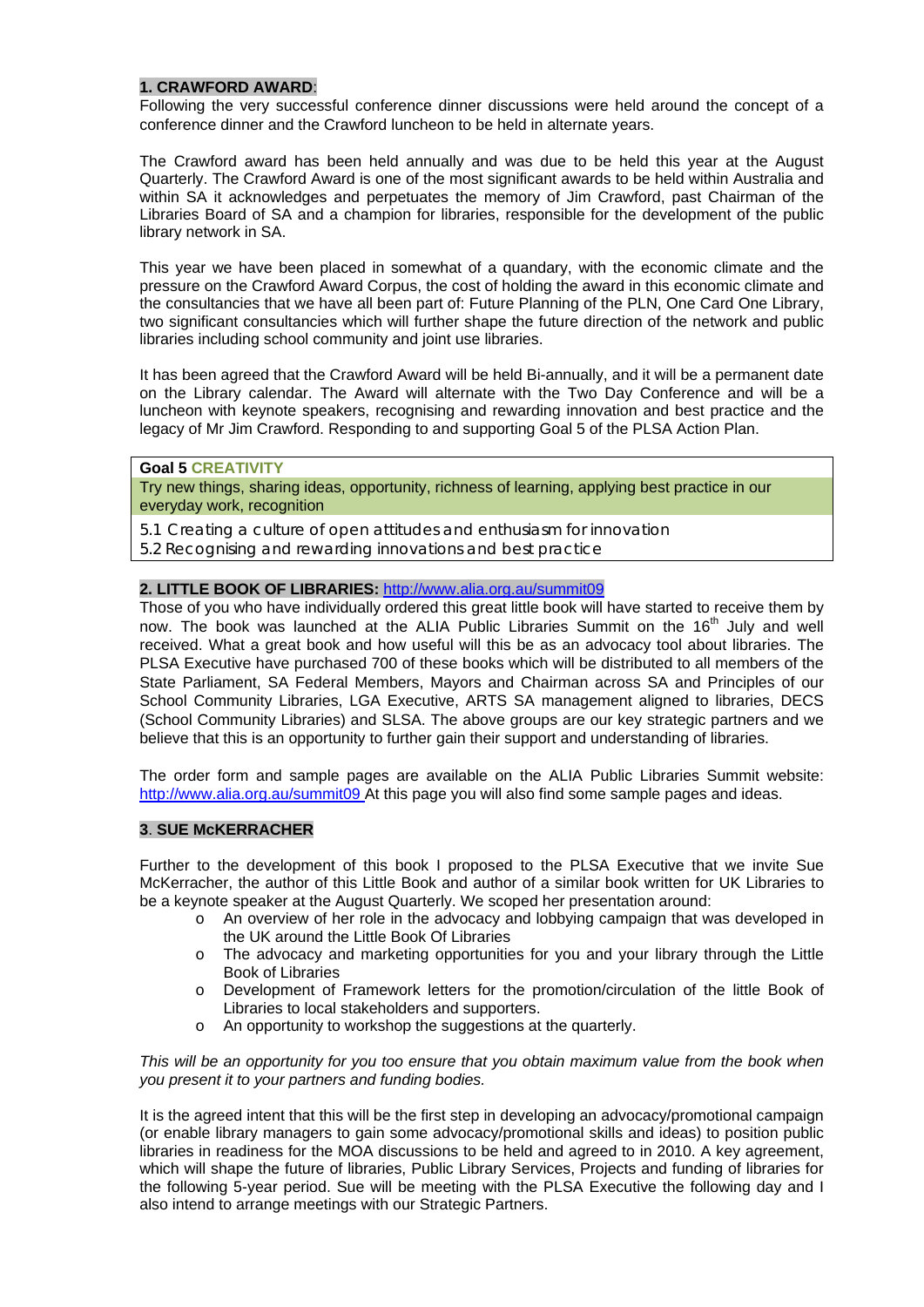**1. CRAWFORD AWARD**:

Following the very successful conference dinner discussions were held around the concept of a conference dinner and the Crawford luncheon to be held in alternate years.

The Crawford award has been held annually and was due to be held this year at the August Quarterly. The Crawford Award is one of the most significant awards to be held within Australia and within SA it acknowledges and perpetuates the memory of Jim Crawford, past Chairman of the Libraries Board of SA and a champion for libraries, responsible for the development of the public library network in SA.

This year we have been placed in somewhat of a quandary, with the economic climate and the pressure on the Crawford Award Corpus, the cost of holding the award in this economic climate and the consultancies that we have all been part of: Future Planning of the PLN, One Card One Library, two significant consultancies which will further shape the future direction of the network and public libraries including school community and joint use libraries.

It has been agreed that the Crawford Award will be held Bi-annually, and it will be a permanent date on the Library calendar. The Award will alternate with the Two Day Conference and will be a luncheon with keynote speakers, recognising and rewarding innovation and best practice and the legacy of Mr Jim Crawford. Responding to and supporting Goal 5 of the PLSA Action Plan.

| **Goal 5 CREATIVITY** |
|---|
| Try new things, sharing ideas, opportunity, richness of learning, applying best practice in our everyday work, recognition |
| 5.1 Creating a culture of open attitudes and enthusiasm for innovation<br>5.2 Recognising and rewarding innovations and best practice |

**2. LITTLE BOOK OF LIBRARIES:** http://www.alia.org.au/summit09

Those of you who have individually ordered this great little book will have started to receive them by now. The book was launched at the ALIA Public Libraries Summit on the 16th July and well received. What a great book and how useful will this be as an advocacy tool about libraries. The PLSA Executive have purchased 700 of these books which will be distributed to all members of the State Parliament, SA Federal Members, Mayors and Chairman across SA and Principles of our School Community Libraries, LGA Executive, ARTS SA management aligned to libraries, DECS (School Community Libraries) and SLSA. The above groups are our key strategic partners and we believe that this is an opportunity to further gain their support and understanding of libraries.

The order form and sample pages are available on the ALIA Public Libraries Summit website: http://www.alia.org.au/summit09 At this page you will also find some sample pages and ideas.

**3. SUE McKERRACHER**

Further to the development of this book I proposed to the PLSA Executive that we invite Sue McKerracher, the author of this Little Book and author of a similar book written for UK Libraries to be a keynote speaker at the August Quarterly. We scoped her presentation around:

- An overview of her role in the advocacy and lobbying campaign that was developed in the UK around the Little Book Of Libraries
- The advocacy and marketing opportunities for you and your library through the Little Book of Libraries
- Development of Framework letters for the promotion/circulation of the little Book of Libraries to local stakeholders and supporters.
- An opportunity to workshop the suggestions at the quarterly.

*This will be an opportunity for you too ensure that you obtain maximum value from the book when you present it to your partners and funding bodies.*

It is the agreed intent that this will be the first step in developing an advocacy/promotional campaign (or enable library managers to gain some advocacy/promotional skills and ideas) to position public libraries in readiness for the MOA discussions to be held and agreed to in 2010. A key agreement, which will shape the future of libraries, Public Library Services, Projects and funding of libraries for the following 5-year period. Sue will be meeting with the PLSA Executive the following day and I also intend to arrange meetings with our Strategic Partners.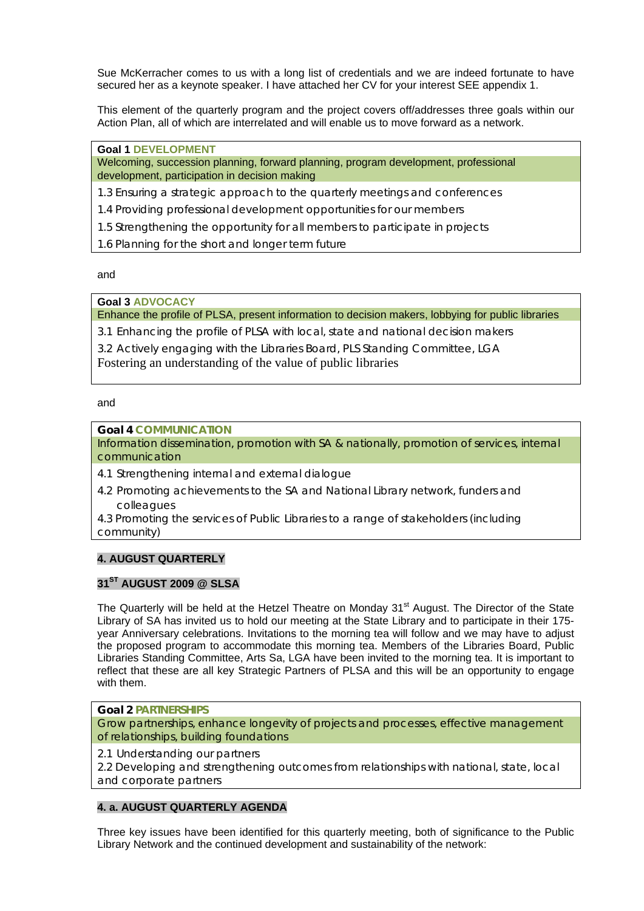Sue McKerracher comes to us with a long list of credentials and we are indeed fortunate to have secured her as a keynote speaker. I have attached her CV for your interest SEE appendix 1.

This element of the quarterly program and the project covers off/addresses three goals within our Action Plan, all of which are interrelated and will enable us to move forward as a network.

**Goal 1 DEVELOPMENT**
Welcoming, succession planning, forward planning, program development, professional development, participation in decision making

1.3 Ensuring a strategic approach to the quarterly meetings and conferences
1.4 Providing professional development opportunities for our members
1.5 Strengthening the opportunity for all members to participate in projects
1.6 Planning for the short and longer term future

and

**Goal 3 ADVOCACY**
Enhance the profile of PLSA, present information to decision makers, lobbying for public libraries

3.1 Enhancing the profile of PLSA with local, state and national decision makers
3.2 Actively engaging with the Libraries Board, PLS Standing Committee, LGA
Fostering an understanding of the value of public libraries

and

**Goal 4 COMMUNICATION**
Information dissemination, promotion with SA & nationally, promotion of services, internal communication

4.1 Strengthening internal and external dialogue
4.2 Promoting achievements to the SA and National Library network, funders and colleagues
4.3 Promoting the services of Public Libraries to a range of stakeholders (including community)

## 4. AUGUST QUARTERLY

### 31ST AUGUST 2009 @ SLSA

The Quarterly will be held at the Hetzel Theatre on Monday 31st August. The Director of the State Library of SA has invited us to hold our meeting at the State Library and to participate in their 175-year Anniversary celebrations. Invitations to the morning tea will follow and we may have to adjust the proposed program to accommodate this morning tea. Members of the Libraries Board, Public Libraries Standing Committee, Arts Sa, LGA have been invited to the morning tea. It is important to reflect that these are all key Strategic Partners of PLSA and this will be an opportunity to engage with them.

**Goal 2 PARTNERSHIPS**
Grow partnerships, enhance longevity of projects and processes, effective management of relationships, building foundations

2.1 Understanding our partners
2.2 Developing and strengthening outcomes from relationships with national, state, local and corporate partners

### 4. a. AUGUST QUARTERLY AGENDA

Three key issues have been identified for this quarterly meeting, both of significance to the Public Library Network and the continued development and sustainability of the network: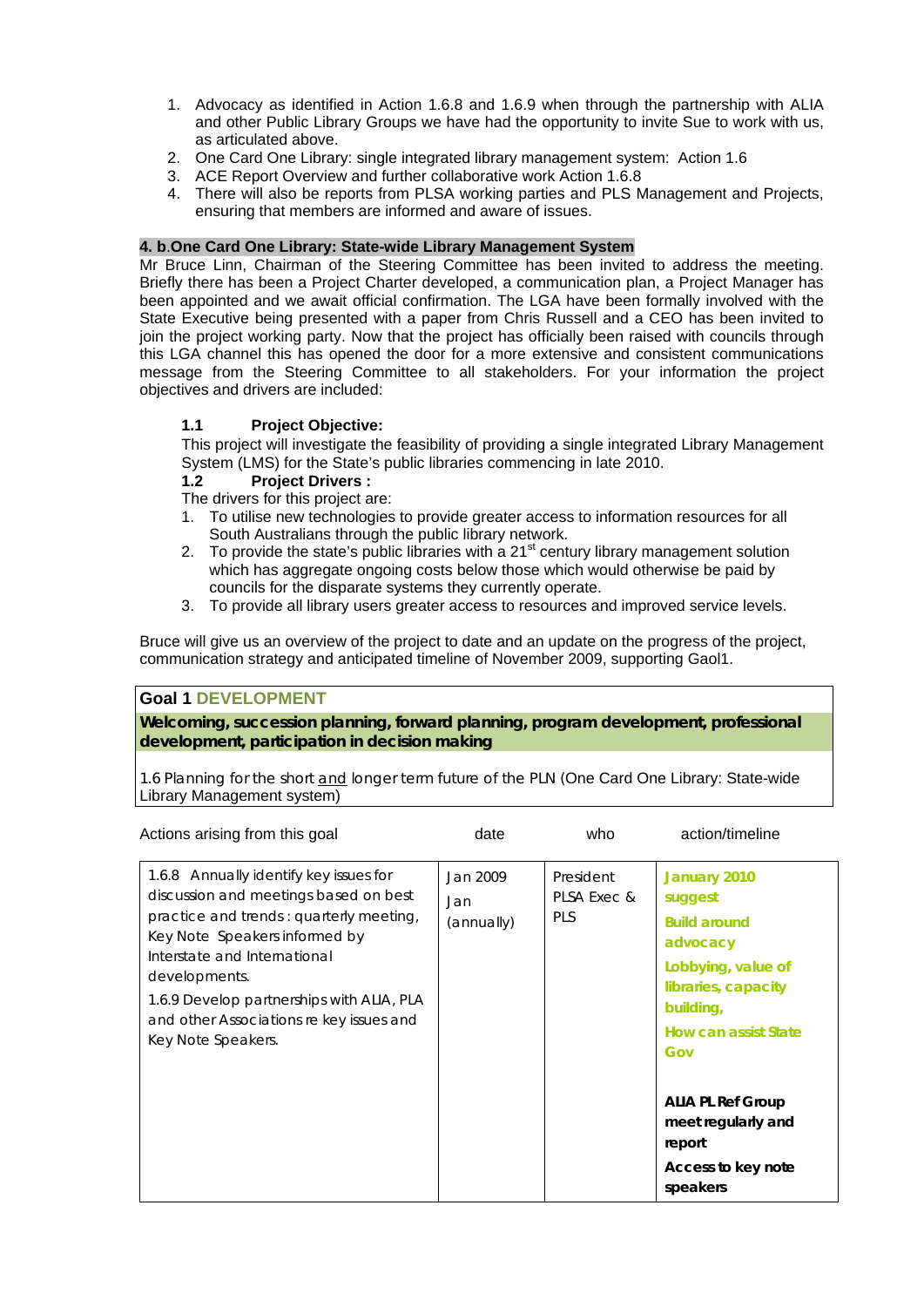1. Advocacy as identified in Action 1.6.8 and 1.6.9 when through the partnership with ALIA and other Public Library Groups we have had the opportunity to invite Sue to work with us, as articulated above.
2. One Card One Library: single integrated library management system: Action 1.6
3. ACE Report Overview and further collaborative work Action 1.6.8
4. There will also be reports from PLSA working parties and PLS Management and Projects, ensuring that members are informed and aware of issues.

**4. b.One Card One Library: State-wide Library Management System**

Mr Bruce Linn, Chairman of the Steering Committee has been invited to address the meeting. Briefly there has been a Project Charter developed, a communication plan, a Project Manager has been appointed and we await official confirmation. The LGA have been formally involved with the State Executive being presented with a paper from Chris Russell and a CEO has been invited to join the project working party. Now that the project has officially been raised with councils through this LGA channel this has opened the door for a more extensive and consistent communications message from the Steering Committee to all stakeholders. For your information the project objectives and drivers are included:

**1.1 Project Objective:**

This project will investigate the feasibility of providing a single integrated Library Management System (LMS) for the State's public libraries commencing in late 2010.

**1.2 Project Drivers :**

The drivers for this project are:

1. To utilise new technologies to provide greater access to information resources for all South Australians through the public library network.
2. To provide the state's public libraries with a 21st century library management solution which has aggregate ongoing costs below those which would otherwise be paid by councils for the disparate systems they currently operate.
3. To provide all library users greater access to resources and improved service levels.

Bruce will give us an overview of the project to date and an update on the progress of the project, communication strategy and anticipated timeline of November 2009, supporting Gaol1.

**Goal 1 DEVELOPMENT**

**Welcoming, succession planning, forward planning, program development, professional development, participation in decision making**

1.6 Planning for the short and longer term future of the PLN (One Card One Library: State-wide Library Management system)

| Actions arising from this goal | date | who | action/timeline |
|---|---|---|---|
| 1.6.8 Annually identify key issues for discussion and meetings based on best practice and trends : quarterly meeting, Key Note Speakers informed by Interstate and International developments.<br>1.6.9 Develop partnerships with ALIA, PLA and other Associations re key issues and Key Note Speakers. | Jan 2009<br>Jan (annually) | President PLSA Exec & PLS | **January 2010 suggest**<br>**Build around advocacy**<br>**Lobbying, value of libraries, capacity building,**<br>**How can assist State Gov**<br>**ALIA PL Ref Group meet regularly and report**<br>**Access to key note speakers** |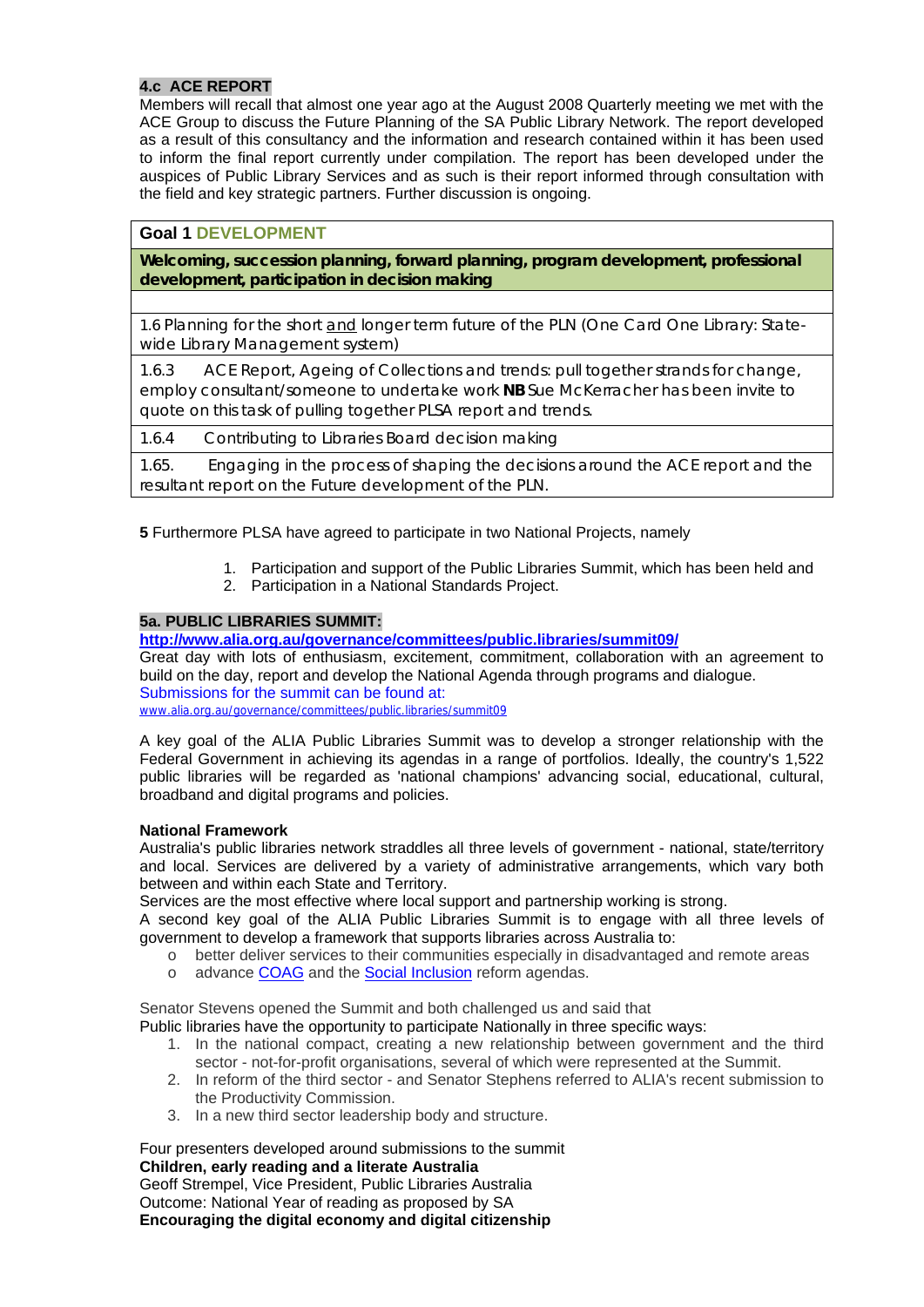**4.c ACE REPORT**

Members will recall that almost one year ago at the August 2008 Quarterly meeting we met with the ACE Group to discuss the Future Planning of the SA Public Library Network. The report developed as a result of this consultancy and the information and research contained within it has been used to inform the final report currently under compilation. The report has been developed under the auspices of Public Library Services and as such is their report informed through consultation with the field and key strategic partners. Further discussion is ongoing.

| **Goal 1 DEVELOPMENT** |
| --- |
| **Welcoming, succession planning, forward planning, program development, professional development, participation in decision making** |
| |
| 1.6 Planning for the short and longer term future of the PLN (One Card One Library: State-wide Library Management system) |
| 1.6.3 ACE Report, Ageing of Collections and trends: pull together strands for change, employ consultant/someone to undertake work **NB** Sue McKerracher has been invite to quote on this task of pulling together PLSA report and trends. |
| 1.6.4 Contributing to Libraries Board decision making |
| 1.65. Engaging in the process of shaping the decisions around the ACE report and the resultant report on the Future development of the PLN. |

**5** Furthermore PLSA have agreed to participate in two National Projects, namely

1. Participation and support of the Public Libraries Summit, which has been held and
2. Participation in a National Standards Project.

**5a. PUBLIC LIBRARIES SUMMIT:**

**http://www.alia.org.au/governance/committees/public.libraries/summit09/**

Great day with lots of enthusiasm, excitement, commitment, collaboration with an agreement to build on the day, report and develop the National Agenda through programs and dialogue.

Submissions for the summit can be found at:
www.alia.org.au/governance/committees/public.libraries/summit09

A key goal of the ALIA Public Libraries Summit was to develop a stronger relationship with the Federal Government in achieving its agendas in a range of portfolios. Ideally, the country's 1,522 public libraries will be regarded as 'national champions' advancing social, educational, cultural, broadband and digital programs and policies.

**National Framework**

Australia's public libraries network straddles all three levels of government - national, state/territory and local. Services are delivered by a variety of administrative arrangements, which vary both between and within each State and Territory.

Services are the most effective where local support and partnership working is strong.

A second key goal of the ALIA Public Libraries Summit is to engage with all three levels of government to develop a framework that supports libraries across Australia to:

- better deliver services to their communities especially in disadvantaged and remote areas
- advance COAG and the Social Inclusion reform agendas.

Senator Stevens opened the Summit and both challenged us and said that

Public libraries have the opportunity to participate Nationally in three specific ways:

1. In the national compact, creating a new relationship between government and the third sector - not-for-profit organisations, several of which were represented at the Summit.
2. In reform of the third sector - and Senator Stephens referred to ALIA's recent submission to the Productivity Commission.
3. In a new third sector leadership body and structure.

Four presenters developed around submissions to the summit

**Children, early reading and a literate Australia**

Geoff Strempel, Vice President, Public Libraries Australia

Outcome: National Year of reading as proposed by SA

**Encouraging the digital economy and digital citizenship**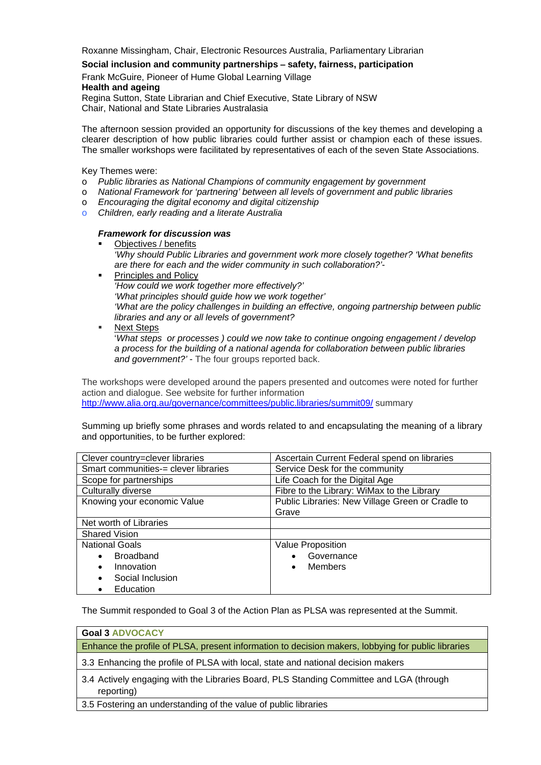Roxanne Missingham, Chair, Electronic Resources Australia, Parliamentary Librarian

**Social inclusion and community partnerships – safety, fairness, participation**

Frank McGuire, Pioneer of Hume Global Learning Village

**Health and ageing**

Regina Sutton, State Librarian and Chief Executive, State Library of NSW
Chair, National and State Libraries Australasia

The afternoon session provided an opportunity for discussions of the key themes and developing a clearer description of how public libraries could further assist or champion each of these issues. The smaller workshops were facilitated by representatives of each of the seven State Associations.

Key Themes were:

- *Public libraries as National Champions of community engagement by government*
- *National Framework for 'partnering' between all levels of government and public libraries*
- *Encouraging the digital economy and digital citizenship*
- *Children, early reading and a literate Australia*

***Framework for discussion was***

- Objectives / benefits
  *'Why should Public Libraries and government work more closely together? 'What benefits are there for each and the wider community in such collaboration?'-*
- Principles and Policy
  *'How could we work together more effectively?'*
  *'What principles should guide how we work together'*
  *'What are the policy challenges in building an effective, ongoing partnership between public libraries and any or all levels of government?*
- Next Steps
  '*What steps or processes ) could we now take to continue ongoing engagement / develop a process for the building of a national agenda for collaboration between public libraries and government?' -* The four groups reported back.

The workshops were developed around the papers presented and outcomes were noted for further action and dialogue. See website for further information
http://www.alia.org.au/governance/committees/public.libraries/summit09/ summary

Summing up briefly some phrases and words related to and encapsulating the meaning of a library and opportunities, to be further explored:

| | |
|---|---|
| Clever country=clever libraries | Ascertain Current Federal spend on libraries |
| Smart communities-= clever libraries | Service Desk for the community |
| Scope for partnerships | Life Coach for the Digital Age |
| Culturally diverse | Fibre to the Library: WiMax to the Library |
| Knowing your economic Value | Public Libraries: New Village Green or Cradle to Grave |
| Net worth of Libraries | |
| Shared Vision | |
| National Goals<br>• Broadband<br>• Innovation<br>• Social Inclusion<br>• Education | Value Proposition<br>• Governance<br>• Members |

The Summit responded to Goal 3 of the Action Plan as PLSA was represented at the Summit.

| **Goal 3 ADVOCACY** |
|---|
| Enhance the profile of PLSA, present information to decision makers, lobbying for public libraries |
| 3.3 Enhancing the profile of PLSA with local, state and national decision makers |
| 3.4 Actively engaging with the Libraries Board, PLS Standing Committee and LGA (through reporting) |
| 3.5 Fostering an understanding of the value of public libraries |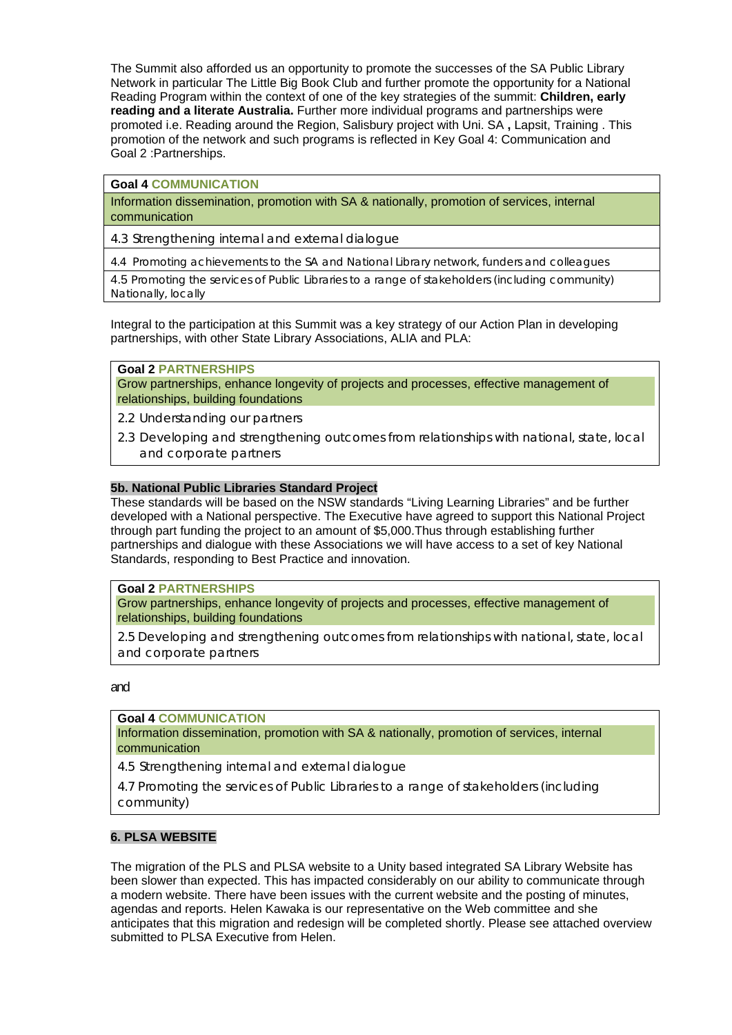The Summit also afforded us an opportunity to promote the successes of the SA Public Library Network in particular The Little Big Book Club and further promote the opportunity for a National Reading Program within the context of one of the key strategies of the summit: **Children, early reading and a literate Australia.** Further more individual programs and partnerships were promoted i.e. Reading around the Region, Salisbury project with Uni. SA **,** Lapsit, Training . This promotion of the network and such programs is reflected in Key Goal 4: Communication and Goal 2 :Partnerships.

| **Goal 4 COMMUNICATION** |
|---|
| Information dissemination, promotion with SA & nationally, promotion of services, internal communication |
| 4.3 Strengthening internal and external dialogue |
| 4.4 Promoting achievements to the SA and National Library network, funders and colleagues |
| 4.5 Promoting the services of Public Libraries to a range of stakeholders (including community) Nationally, locally |

Integral to the participation at this Summit was a key strategy of our Action Plan in developing partnerships, with other State Library Associations, ALIA and PLA:

| **Goal 2 PARTNERSHIPS** |
|---|
| Grow partnerships, enhance longevity of projects and processes, effective management of relationships, building foundations |
| 2.2 Understanding our partners |
| 2.3 Developing and strengthening outcomes from relationships with national, state, local and corporate partners |

**5b. National Public Libraries Standard Project**

These standards will be based on the NSW standards “Living Learning Libraries” and be further developed with a National perspective. The Executive have agreed to support this National Project through part funding the project to an amount of $5,000.Thus through establishing further partnerships and dialogue with these Associations we will have access to a set of key National Standards, responding to Best Practice and innovation.

| **Goal 2 PARTNERSHIPS** |
|---|
| Grow partnerships, enhance longevity of projects and processes, effective management of relationships, building foundations |
| 2.5 Developing and strengthening outcomes from relationships with national, state, local and corporate partners |

and

| **Goal 4 COMMUNICATION** |
|---|
| Information dissemination, promotion with SA & nationally, promotion of services, internal communication |
| 4.5 Strengthening internal and external dialogue |
| 4.7 Promoting the services of Public Libraries to a range of stakeholders (including community) |

**6. PLSA WEBSITE**

The migration of the PLS and PLSA website to a Unity based integrated SA Library Website has been slower than expected. This has impacted considerably on our ability to communicate through a modern website. There have been issues with the current website and the posting of minutes, agendas and reports. Helen Kawaka is our representative on the Web committee and she anticipates that this migration and redesign will be completed shortly. Please see attached overview submitted to PLSA Executive from Helen.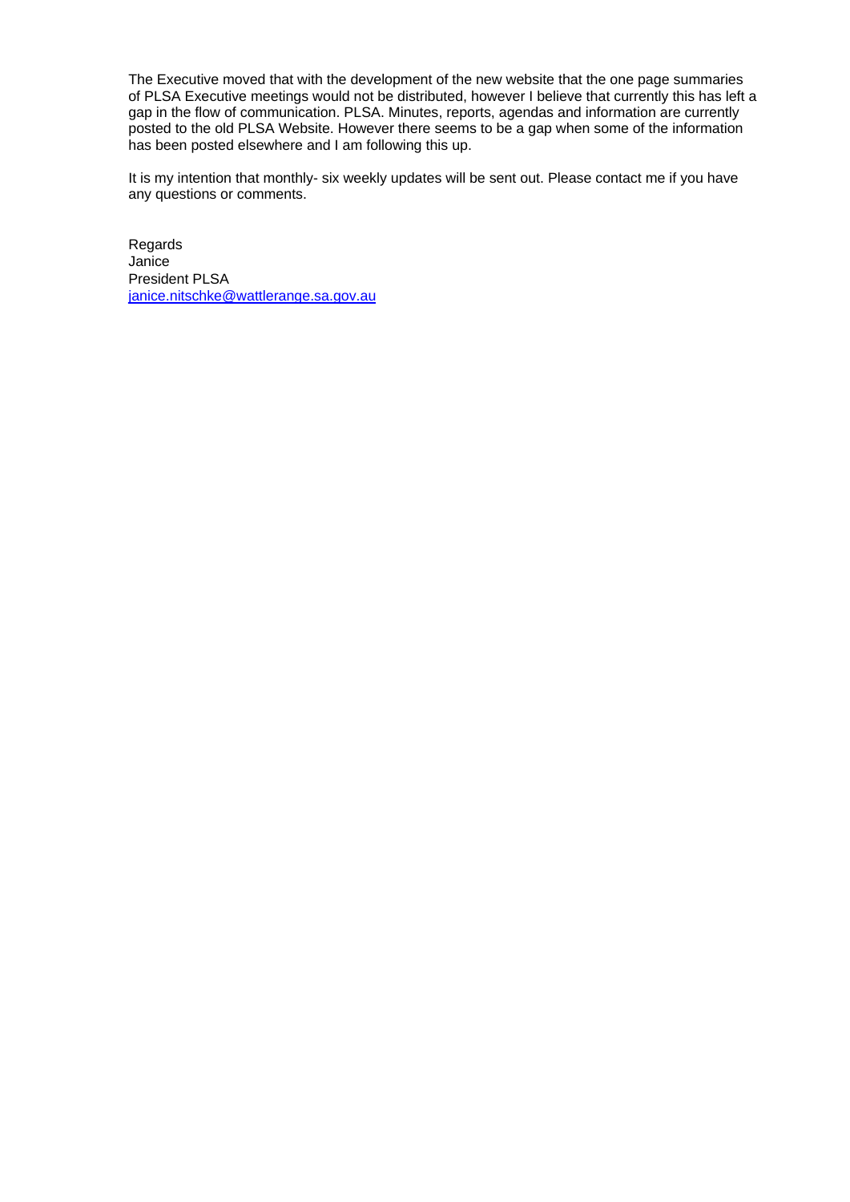The Executive moved that with the development of the new website that the one page summaries of PLSA Executive meetings would not be distributed, however I believe that currently this has left a gap in the flow of communication. PLSA. Minutes, reports, agendas and information are currently posted to the old PLSA Website. However there seems to be a gap when some of the information has been posted elsewhere and I am following this up.

It is my intention that monthly- six weekly updates will be sent out. Please contact me if you have any questions or comments.

Regards
Janice
President PLSA
janice.nitschke@wattlerange.sa.gov.au